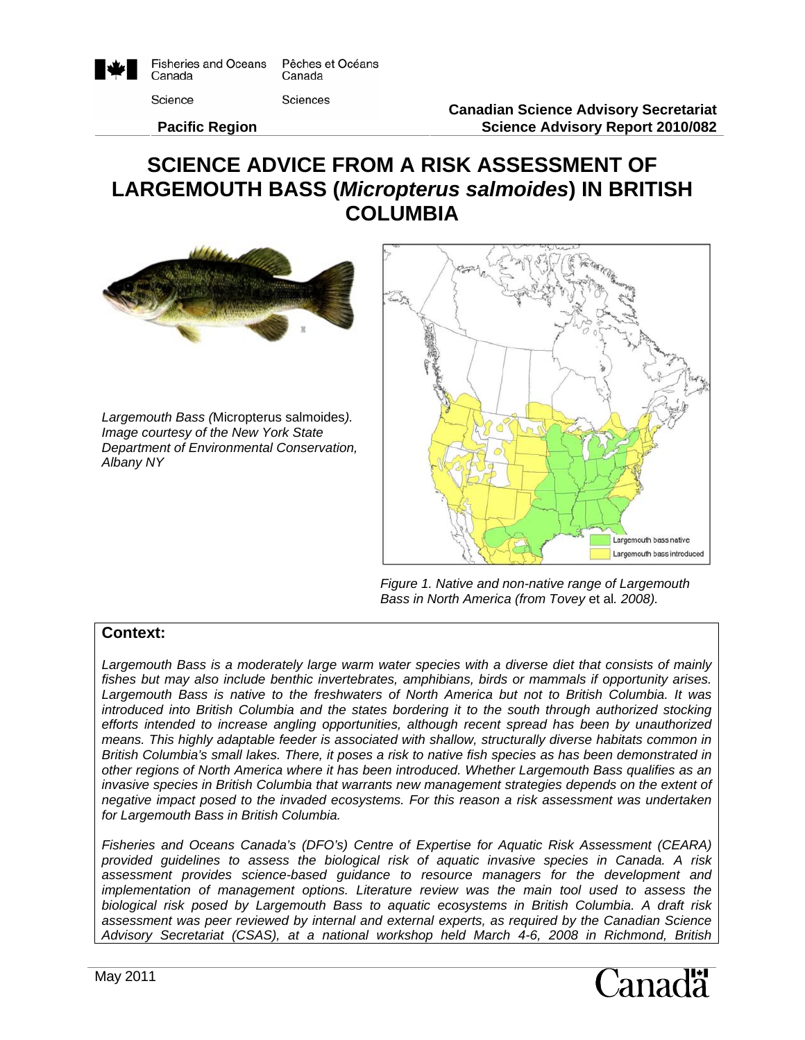Fisheries and Oceans Canada | Pêches et Océans Canada

Science | Sciences

**Pacific Region**

**Canadian Science Advisory Secretariat**
**Science Advisory Report 2010/082**

# SCIENCE ADVICE FROM A RISK ASSESSMENT OF LARGEMOUTH BASS (*Micropterus salmoides*) IN BRITISH COLUMBIA

*Largemouth Bass (*Micropterus salmoides*). Image courtesy of the New York State Department of Environmental Conservation, Albany NY*

*Figure 1. Native and non-native range of Largemouth Bass in North America (from Tovey* et al. *2008).*

## Context:

*Largemouth Bass is a moderately large warm water species with a diverse diet that consists of mainly fishes but may also include benthic invertebrates, amphibians, birds or mammals if opportunity arises. Largemouth Bass is native to the freshwaters of North America but not to British Columbia. It was introduced into British Columbia and the states bordering it to the south through authorized stocking efforts intended to increase angling opportunities, although recent spread has been by unauthorized means. This highly adaptable feeder is associated with shallow, structurally diverse habitats common in British Columbia's small lakes. There, it poses a risk to native fish species as has been demonstrated in other regions of North America where it has been introduced. Whether Largemouth Bass qualifies as an invasive species in British Columbia that warrants new management strategies depends on the extent of negative impact posed to the invaded ecosystems. For this reason a risk assessment was undertaken for Largemouth Bass in British Columbia.*

*Fisheries and Oceans Canada's (DFO's) Centre of Expertise for Aquatic Risk Assessment (CEARA) provided guidelines to assess the biological risk of aquatic invasive species in Canada. A risk assessment provides science-based guidance to resource managers for the development and implementation of management options. Literature review was the main tool used to assess the biological risk posed by Largemouth Bass to aquatic ecosystems in British Columbia. A draft risk assessment was peer reviewed by internal and external experts, as required by the Canadian Science Advisory Secretariat (CSAS), at a national workshop held March 4-6, 2008 in Richmond, British*

May 2011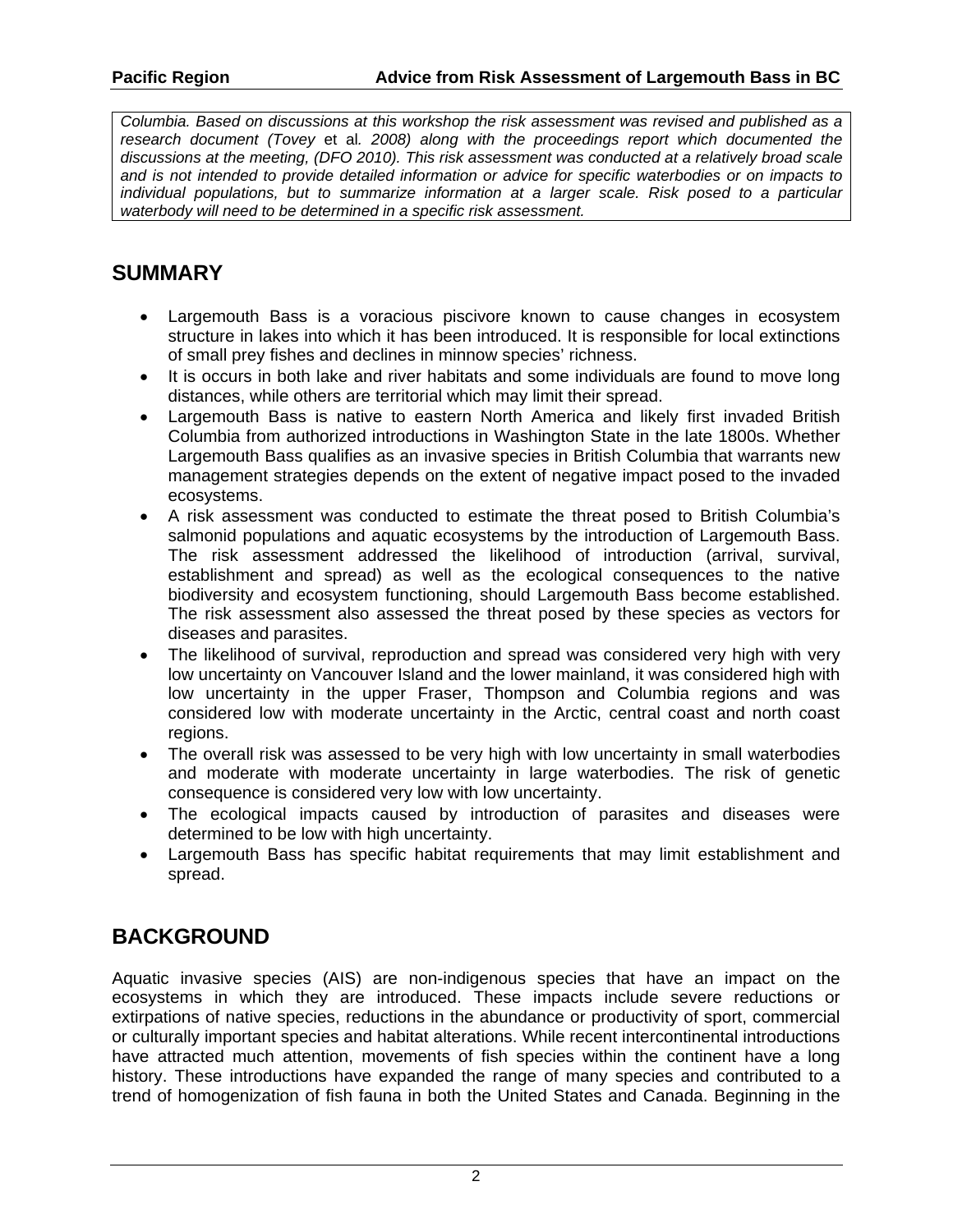*Columbia. Based on discussions at this workshop the risk assessment was revised and published as a research document (Tovey* et al*. 2008) along with the proceedings report which documented the discussions at the meeting, (DFO 2010). This risk assessment was conducted at a relatively broad scale and is not intended to provide detailed information or advice for specific waterbodies or on impacts to individual populations, but to summarize information at a larger scale. Risk posed to a particular waterbody will need to be determined in a specific risk assessment.*

## SUMMARY

- Largemouth Bass is a voracious piscivore known to cause changes in ecosystem structure in lakes into which it has been introduced. It is responsible for local extinctions of small prey fishes and declines in minnow species' richness.
- It is occurs in both lake and river habitats and some individuals are found to move long distances, while others are territorial which may limit their spread.
- Largemouth Bass is native to eastern North America and likely first invaded British Columbia from authorized introductions in Washington State in the late 1800s. Whether Largemouth Bass qualifies as an invasive species in British Columbia that warrants new management strategies depends on the extent of negative impact posed to the invaded ecosystems.
- A risk assessment was conducted to estimate the threat posed to British Columbia's salmonid populations and aquatic ecosystems by the introduction of Largemouth Bass. The risk assessment addressed the likelihood of introduction (arrival, survival, establishment and spread) as well as the ecological consequences to the native biodiversity and ecosystem functioning, should Largemouth Bass become established. The risk assessment also assessed the threat posed by these species as vectors for diseases and parasites.
- The likelihood of survival, reproduction and spread was considered very high with very low uncertainty on Vancouver Island and the lower mainland, it was considered high with low uncertainty in the upper Fraser, Thompson and Columbia regions and was considered low with moderate uncertainty in the Arctic, central coast and north coast regions.
- The overall risk was assessed to be very high with low uncertainty in small waterbodies and moderate with moderate uncertainty in large waterbodies. The risk of genetic consequence is considered very low with low uncertainty.
- The ecological impacts caused by introduction of parasites and diseases were determined to be low with high uncertainty.
- Largemouth Bass has specific habitat requirements that may limit establishment and spread.

## BACKGROUND

Aquatic invasive species (AIS) are non-indigenous species that have an impact on the ecosystems in which they are introduced. These impacts include severe reductions or extirpations of native species, reductions in the abundance or productivity of sport, commercial or culturally important species and habitat alterations. While recent intercontinental introductions have attracted much attention, movements of fish species within the continent have a long history. These introductions have expanded the range of many species and contributed to a trend of homogenization of fish fauna in both the United States and Canada. Beginning in the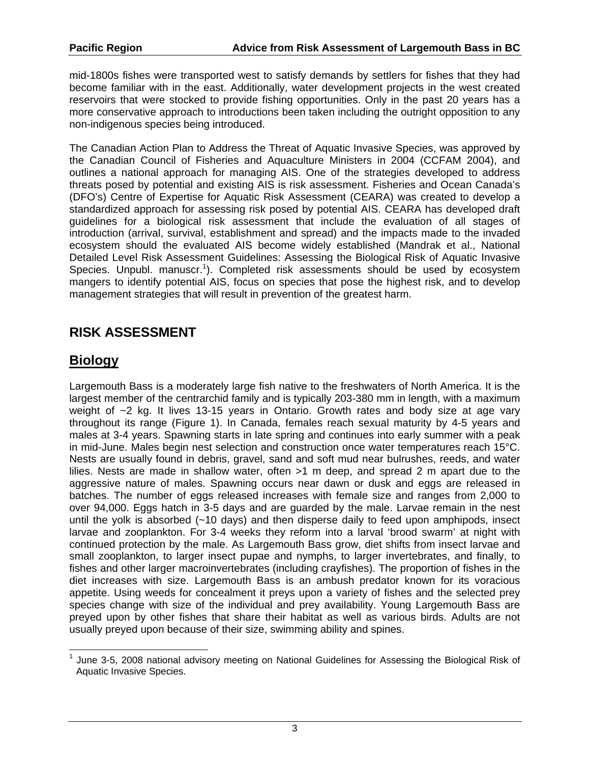mid-1800s fishes were transported west to satisfy demands by settlers for fishes that they had become familiar with in the east. Additionally, water development projects in the west created reservoirs that were stocked to provide fishing opportunities. Only in the past 20 years has a more conservative approach to introductions been taken including the outright opposition to any non-indigenous species being introduced.

The Canadian Action Plan to Address the Threat of Aquatic Invasive Species, was approved by the Canadian Council of Fisheries and Aquaculture Ministers in 2004 (CCFAM 2004), and outlines a national approach for managing AIS. One of the strategies developed to address threats posed by potential and existing AIS is risk assessment. Fisheries and Ocean Canada's (DFO's) Centre of Expertise for Aquatic Risk Assessment (CEARA) was created to develop a standardized approach for assessing risk posed by potential AIS. CEARA has developed draft guidelines for a biological risk assessment that include the evaluation of all stages of introduction (arrival, survival, establishment and spread) and the impacts made to the invaded ecosystem should the evaluated AIS become widely established (Mandrak et al., National Detailed Level Risk Assessment Guidelines: Assessing the Biological Risk of Aquatic Invasive Species. Unpubl. manuscr.[1]). Completed risk assessments should be used by ecosystem mangers to identify potential AIS, focus on species that pose the highest risk, and to develop management strategies that will result in prevention of the greatest harm.

# RISK ASSESSMENT

## Biology

Largemouth Bass is a moderately large fish native to the freshwaters of North America. It is the largest member of the centrarchid family and is typically 203-380 mm in length, with a maximum weight of ~2 kg. It lives 13-15 years in Ontario. Growth rates and body size at age vary throughout its range (Figure 1). In Canada, females reach sexual maturity by 4-5 years and males at 3-4 years. Spawning starts in late spring and continues into early summer with a peak in mid-June. Males begin nest selection and construction once water temperatures reach 15°C. Nests are usually found in debris, gravel, sand and soft mud near bulrushes, reeds, and water lilies. Nests are made in shallow water, often >1 m deep, and spread 2 m apart due to the aggressive nature of males. Spawning occurs near dawn or dusk and eggs are released in batches. The number of eggs released increases with female size and ranges from 2,000 to over 94,000. Eggs hatch in 3-5 days and are guarded by the male. Larvae remain in the nest until the yolk is absorbed (~10 days) and then disperse daily to feed upon amphipods, insect larvae and zooplankton. For 3-4 weeks they reform into a larval 'brood swarm' at night with continued protection by the male. As Largemouth Bass grow, diet shifts from insect larvae and small zooplankton, to larger insect pupae and nymphs, to larger invertebrates, and finally, to fishes and other larger macroinvertebrates (including crayfishes). The proportion of fishes in the diet increases with size. Largemouth Bass is an ambush predator known for its voracious appetite. Using weeds for concealment it preys upon a variety of fishes and the selected prey species change with size of the individual and prey availability. Young Largemouth Bass are preyed upon by other fishes that share their habitat as well as various birds. Adults are not usually preyed upon because of their size, swimming ability and spines.

[1] June 3-5, 2008 national advisory meeting on National Guidelines for Assessing the Biological Risk of Aquatic Invasive Species.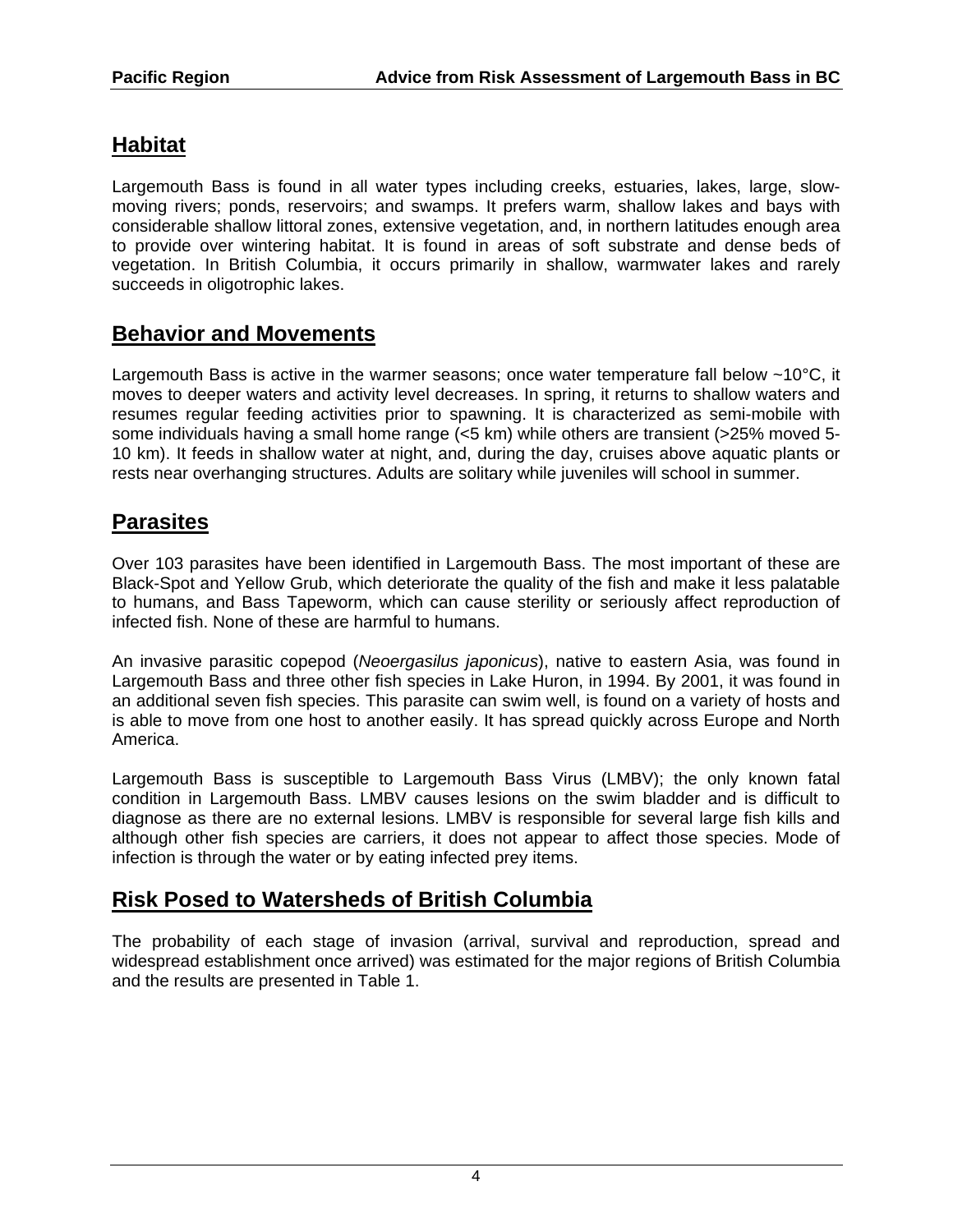## Habitat

Largemouth Bass is found in all water types including creeks, estuaries, lakes, large, slow-moving rivers; ponds, reservoirs; and swamps. It prefers warm, shallow lakes and bays with considerable shallow littoral zones, extensive vegetation, and, in northern latitudes enough area to provide over wintering habitat. It is found in areas of soft substrate and dense beds of vegetation. In British Columbia, it occurs primarily in shallow, warmwater lakes and rarely succeeds in oligotrophic lakes.

## Behavior and Movements

Largemouth Bass is active in the warmer seasons; once water temperature fall below ~10°C, it moves to deeper waters and activity level decreases. In spring, it returns to shallow waters and resumes regular feeding activities prior to spawning. It is characterized as semi-mobile with some individuals having a small home range (<5 km) while others are transient (>25% moved 5-10 km). It feeds in shallow water at night, and, during the day, cruises above aquatic plants or rests near overhanging structures. Adults are solitary while juveniles will school in summer.

## Parasites

Over 103 parasites have been identified in Largemouth Bass. The most important of these are Black-Spot and Yellow Grub, which deteriorate the quality of the fish and make it less palatable to humans, and Bass Tapeworm, which can cause sterility or seriously affect reproduction of infected fish. None of these are harmful to humans.

An invasive parasitic copepod (*Neoergasilus japonicus*), native to eastern Asia, was found in Largemouth Bass and three other fish species in Lake Huron, in 1994. By 2001, it was found in an additional seven fish species. This parasite can swim well, is found on a variety of hosts and is able to move from one host to another easily. It has spread quickly across Europe and North America.

Largemouth Bass is susceptible to Largemouth Bass Virus (LMBV); the only known fatal condition in Largemouth Bass. LMBV causes lesions on the swim bladder and is difficult to diagnose as there are no external lesions. LMBV is responsible for several large fish kills and although other fish species are carriers, it does not appear to affect those species. Mode of infection is through the water or by eating infected prey items.

## Risk Posed to Watersheds of British Columbia

The probability of each stage of invasion (arrival, survival and reproduction, spread and widespread establishment once arrived) was estimated for the major regions of British Columbia and the results are presented in Table 1.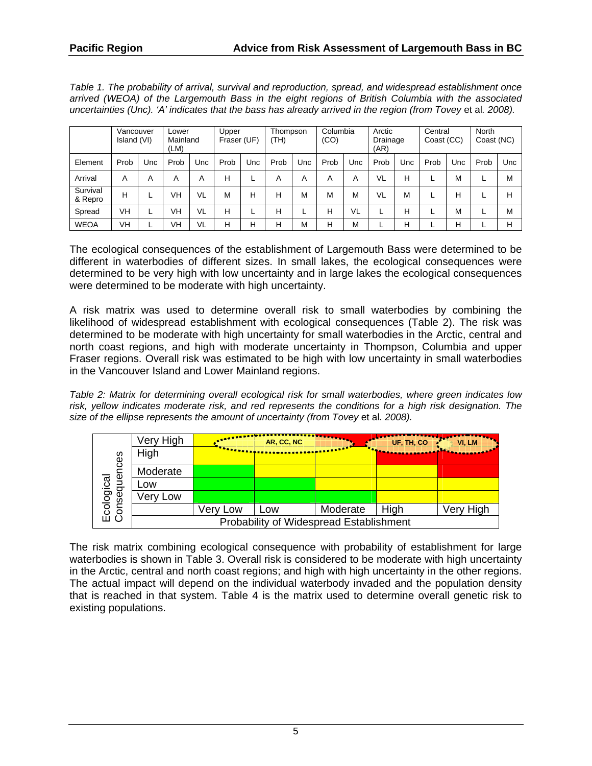*Table 1. The probability of arrival, survival and reproduction, spread, and widespread establishment once arrived (WEOA) of the Largemouth Bass in the eight regions of British Columbia with the associated uncertainties (Unc). 'A' indicates that the bass has already arrived in the region (from Tovey* et al. *2008).*

| | Vancouver Island (VI) | | Lower Mainland (LM) | | Upper Fraser (UF) | | Thompson (TH) | | Columbia (CO) | | Arctic Drainage (AR) | | Central Coast (CC) | | North Coast (NC) | |
|---|---|---|---|---|---|---|---|---|---|---|---|---|---|---|---|---|
| Element | Prob | Unc | Prob | Unc | Prob | Unc | Prob | Unc | Prob | Unc | Prob | Unc | Prob | Unc | Prob | Unc |
| Arrival | A | A | A | A | H | L | A | A | A | A | VL | H | L | M | L | M |
| Survival & Repro | H | L | VH | VL | M | H | H | M | M | M | VL | M | L | H | L | H |
| Spread | VH | L | VH | VL | H | L | H | L | H | VL | L | H | L | M | L | M |
| WEOA | VH | L | VH | VL | H | H | H | M | H | M | L | H | L | H | L | H |

The ecological consequences of the establishment of Largemouth Bass were determined to be different in waterbodies of different sizes. In small lakes, the ecological consequences were determined to be very high with low uncertainty and in large lakes the ecological consequences were determined to be moderate with high uncertainty.

A risk matrix was used to determine overall risk to small waterbodies by combining the likelihood of widespread establishment with ecological consequences (Table 2). The risk was determined to be moderate with high uncertainty for small waterbodies in the Arctic, central and north coast regions, and high with moderate uncertainty in Thompson, Columbia and upper Fraser regions. Overall risk was estimated to be high with low uncertainty in small waterbodies in the Vancouver Island and Lower Mainland regions.

*Table 2: Matrix for determining overall ecological risk for small waterbodies, where green indicates low risk, yellow indicates moderate risk, and red represents the conditions for a high risk designation. The size of the ellipse represents the amount of uncertainty (from Tovey* et al. *2008).*

| Ecological Consequences | Very Low | Low | Moderate | High | Very High |
|---|---|---|---|---|---|
| Very High | | AR, CC, NC | | UF, TH, CO | VI, LM |
| High | | | | | |
| Moderate | | | | | |
| Low | | | | | |
| Very Low | | | | | |
| | **Probability of Widespread Establishment** | | | | |

The risk matrix combining ecological consequence with probability of establishment for large waterbodies is shown in Table 3. Overall risk is considered to be moderate with high uncertainty in the Arctic, central and north coast regions; and high with high uncertainty in the other regions. The actual impact will depend on the individual waterbody invaded and the population density that is reached in that system. Table 4 is the matrix used to determine overall genetic risk to existing populations.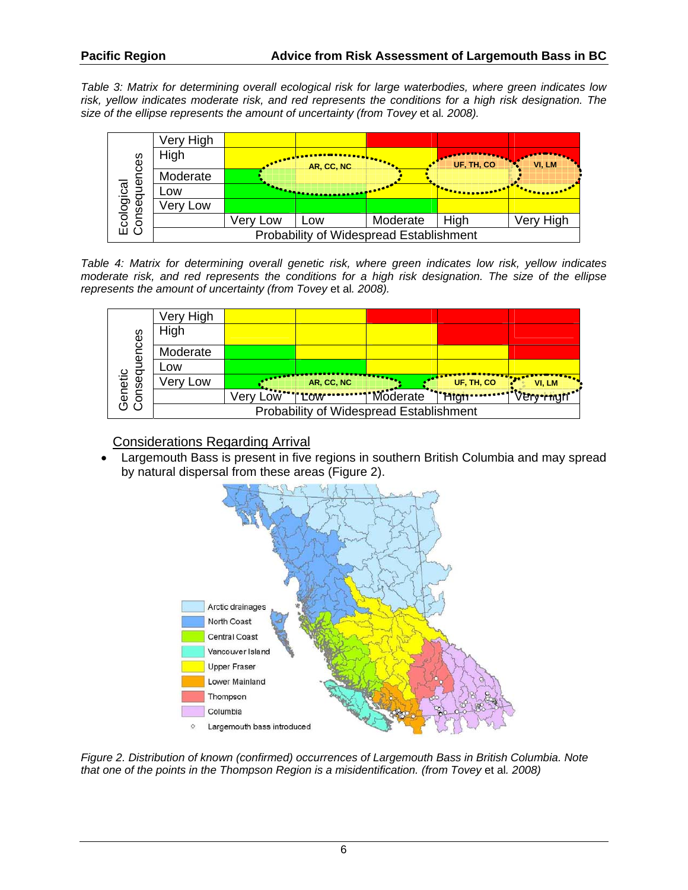*Table 3: Matrix for determining overall ecological risk for large waterbodies, where green indicates low risk, yellow indicates moderate risk, and red represents the conditions for a high risk designation. The size of the ellipse represents the amount of uncertainty (from Tovey* et al. *2008).*

| Ecological Consequences | | | | | |
|---|---|---|---|---|---|
| Very High | | | | | |
| High | | AR, CC, NC | | UF, TH, CO | VI, LM |
| Moderate | | | | | |
| Low | | | | | |
| Very Low | | | | | |
| | Very Low | Low | Moderate | High | Very High |
| | Probability of Widespread Establishment | | | | |

*Table 4: Matrix for determining overall genetic risk, where green indicates low risk, yellow indicates moderate risk, and red represents the conditions for a high risk designation. The size of the ellipse represents the amount of uncertainty (from Tovey* et al. *2008).*

| Genetic Consequences | | | | | |
|---|---|---|---|---|---|
| Very High | | | | | |
| High | | | | | |
| Moderate | | | | | |
| Low | | | | | |
| Very Low | | AR, CC, NC | | UF, TH, CO | VI, LM |
| | Very Low | Low | Moderate | High | Very High |
| | Probability of Widespread Establishment | | | | |

## Considerations Regarding Arrival

- Largemouth Bass is present in five regions in southern British Columbia and may spread by natural dispersal from these areas (Figure 2).

*Figure 2. Distribution of known (confirmed) occurrences of Largemouth Bass in British Columbia. Note that one of the points in the Thompson Region is a misidentification. (from Tovey* et al. *2008)*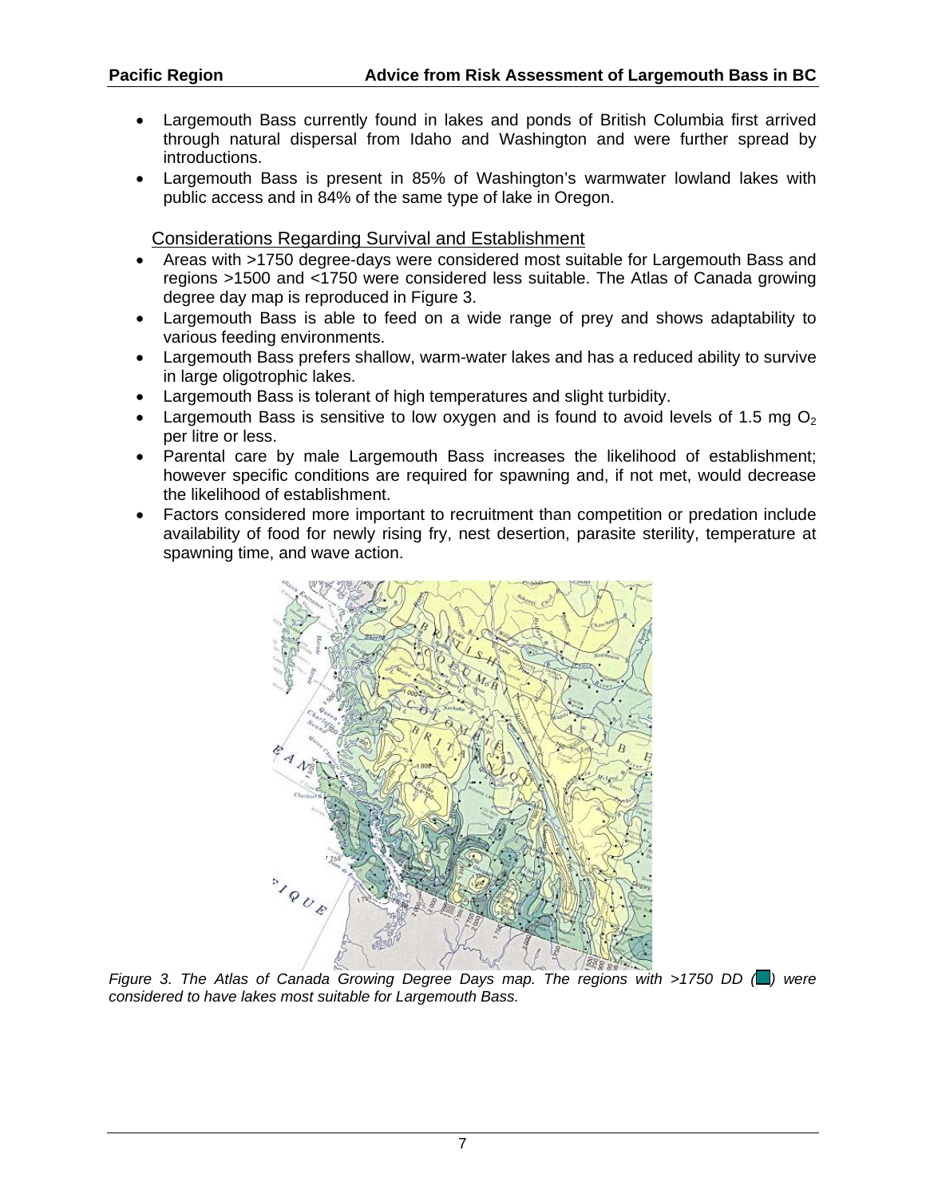- Largemouth Bass currently found in lakes and ponds of British Columbia first arrived through natural dispersal from Idaho and Washington and were further spread by introductions.
- Largemouth Bass is present in 85% of Washington's warmwater lowland lakes with public access and in 84% of the same type of lake in Oregon.

Considerations Regarding Survival and Establishment

- Areas with >1750 degree-days were considered most suitable for Largemouth Bass and regions >1500 and <1750 were considered less suitable. The Atlas of Canada growing degree day map is reproduced in Figure 3.
- Largemouth Bass is able to feed on a wide range of prey and shows adaptability to various feeding environments.
- Largemouth Bass prefers shallow, warm-water lakes and has a reduced ability to survive in large oligotrophic lakes.
- Largemouth Bass is tolerant of high temperatures and slight turbidity.
- Largemouth Bass is sensitive to low oxygen and is found to avoid levels of 1.5 mg $O_2$ per litre or less.
- Parental care by male Largemouth Bass increases the likelihood of establishment; however specific conditions are required for spawning and, if not met, would decrease the likelihood of establishment.
- Factors considered more important to recruitment than competition or predation include availability of food for newly rising fry, nest desertion, parasite sterility, temperature at spawning time, and wave action.

*Figure 3. The Atlas of Canada Growing Degree Days map. The regions with >1750 DD (■) were considered to have lakes most suitable for Largemouth Bass.*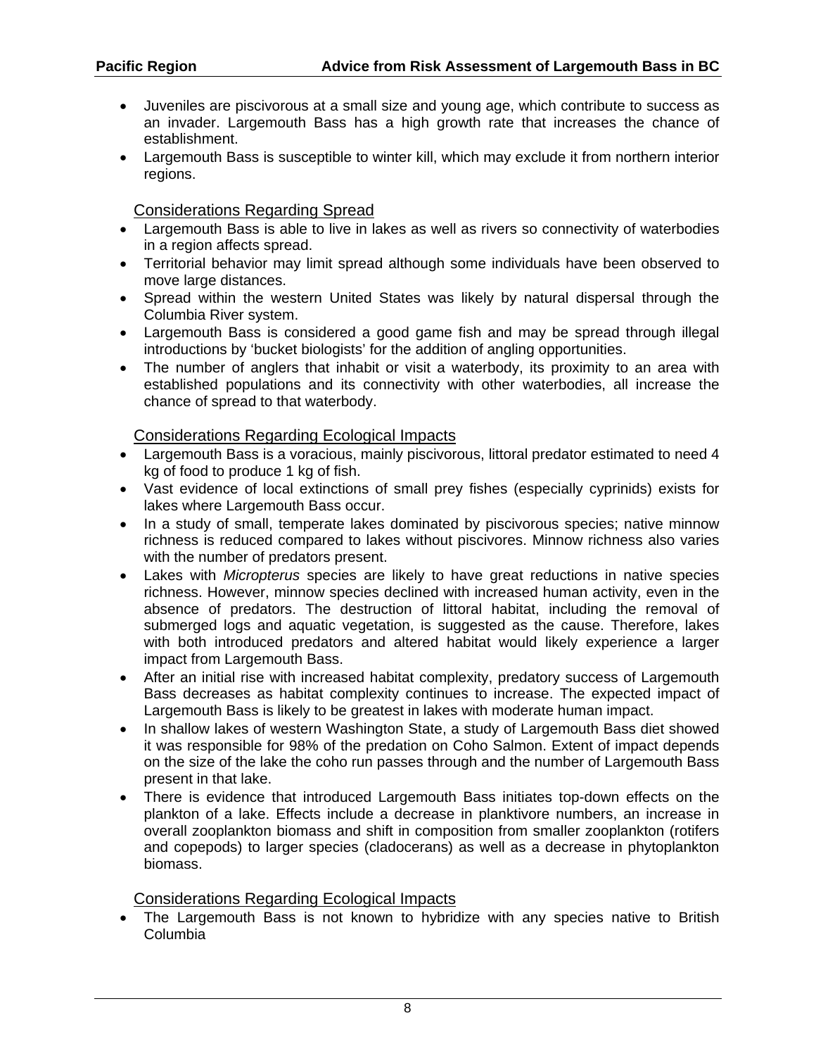- Juveniles are piscivorous at a small size and young age, which contribute to success as an invader. Largemouth Bass has a high growth rate that increases the chance of establishment.
- Largemouth Bass is susceptible to winter kill, which may exclude it from northern interior regions.

### Considerations Regarding Spread

- Largemouth Bass is able to live in lakes as well as rivers so connectivity of waterbodies in a region affects spread.
- Territorial behavior may limit spread although some individuals have been observed to move large distances.
- Spread within the western United States was likely by natural dispersal through the Columbia River system.
- Largemouth Bass is considered a good game fish and may be spread through illegal introductions by 'bucket biologists' for the addition of angling opportunities.
- The number of anglers that inhabit or visit a waterbody, its proximity to an area with established populations and its connectivity with other waterbodies, all increase the chance of spread to that waterbody.

### Considerations Regarding Ecological Impacts

- Largemouth Bass is a voracious, mainly piscivorous, littoral predator estimated to need 4 kg of food to produce 1 kg of fish.
- Vast evidence of local extinctions of small prey fishes (especially cyprinids) exists for lakes where Largemouth Bass occur.
- In a study of small, temperate lakes dominated by piscivorous species; native minnow richness is reduced compared to lakes without piscivores. Minnow richness also varies with the number of predators present.
- Lakes with *Micropterus* species are likely to have great reductions in native species richness. However, minnow species declined with increased human activity, even in the absence of predators. The destruction of littoral habitat, including the removal of submerged logs and aquatic vegetation, is suggested as the cause. Therefore, lakes with both introduced predators and altered habitat would likely experience a larger impact from Largemouth Bass.
- After an initial rise with increased habitat complexity, predatory success of Largemouth Bass decreases as habitat complexity continues to increase. The expected impact of Largemouth Bass is likely to be greatest in lakes with moderate human impact.
- In shallow lakes of western Washington State, a study of Largemouth Bass diet showed it was responsible for 98% of the predation on Coho Salmon. Extent of impact depends on the size of the lake the coho run passes through and the number of Largemouth Bass present in that lake.
- There is evidence that introduced Largemouth Bass initiates top-down effects on the plankton of a lake. Effects include a decrease in planktivore numbers, an increase in overall zooplankton biomass and shift in composition from smaller zooplankton (rotifers and copepods) to larger species (cladocerans) as well as a decrease in phytoplankton biomass.

### Considerations Regarding Ecological Impacts

- The Largemouth Bass is not known to hybridize with any species native to British Columbia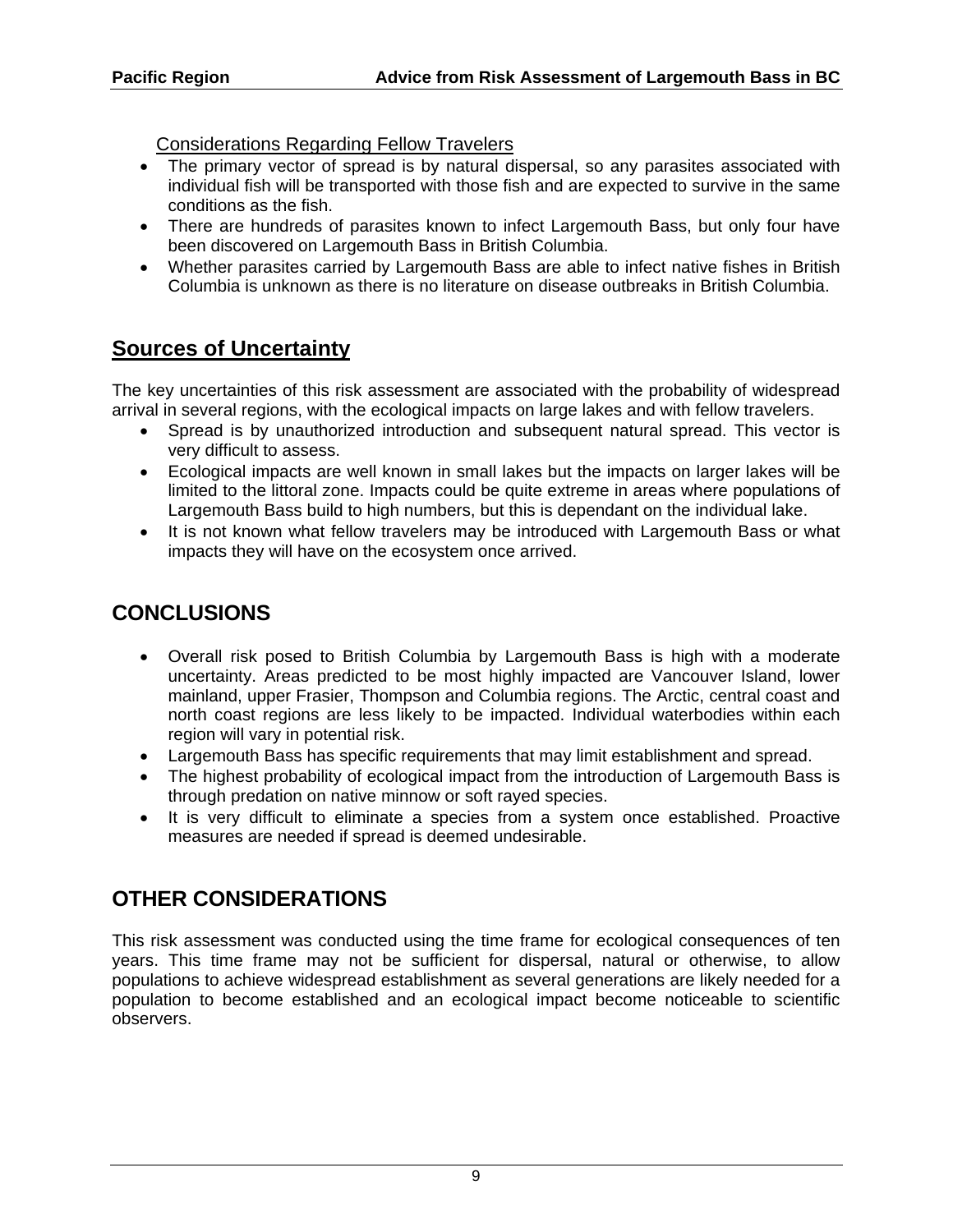Considerations Regarding Fellow Travelers

- The primary vector of spread is by natural dispersal, so any parasites associated with individual fish will be transported with those fish and are expected to survive in the same conditions as the fish.
- There are hundreds of parasites known to infect Largemouth Bass, but only four have been discovered on Largemouth Bass in British Columbia.
- Whether parasites carried by Largemouth Bass are able to infect native fishes in British Columbia is unknown as there is no literature on disease outbreaks in British Columbia.

## Sources of Uncertainty

The key uncertainties of this risk assessment are associated with the probability of widespread arrival in several regions, with the ecological impacts on large lakes and with fellow travelers.

- Spread is by unauthorized introduction and subsequent natural spread. This vector is very difficult to assess.
- Ecological impacts are well known in small lakes but the impacts on larger lakes will be limited to the littoral zone. Impacts could be quite extreme in areas where populations of Largemouth Bass build to high numbers, but this is dependant on the individual lake.
- It is not known what fellow travelers may be introduced with Largemouth Bass or what impacts they will have on the ecosystem once arrived.

## CONCLUSIONS

- Overall risk posed to British Columbia by Largemouth Bass is high with a moderate uncertainty. Areas predicted to be most highly impacted are Vancouver Island, lower mainland, upper Frasier, Thompson and Columbia regions. The Arctic, central coast and north coast regions are less likely to be impacted. Individual waterbodies within each region will vary in potential risk.
- Largemouth Bass has specific requirements that may limit establishment and spread.
- The highest probability of ecological impact from the introduction of Largemouth Bass is through predation on native minnow or soft rayed species.
- It is very difficult to eliminate a species from a system once established. Proactive measures are needed if spread is deemed undesirable.

## OTHER CONSIDERATIONS

This risk assessment was conducted using the time frame for ecological consequences of ten years. This time frame may not be sufficient for dispersal, natural or otherwise, to allow populations to achieve widespread establishment as several generations are likely needed for a population to become established and an ecological impact become noticeable to scientific observers.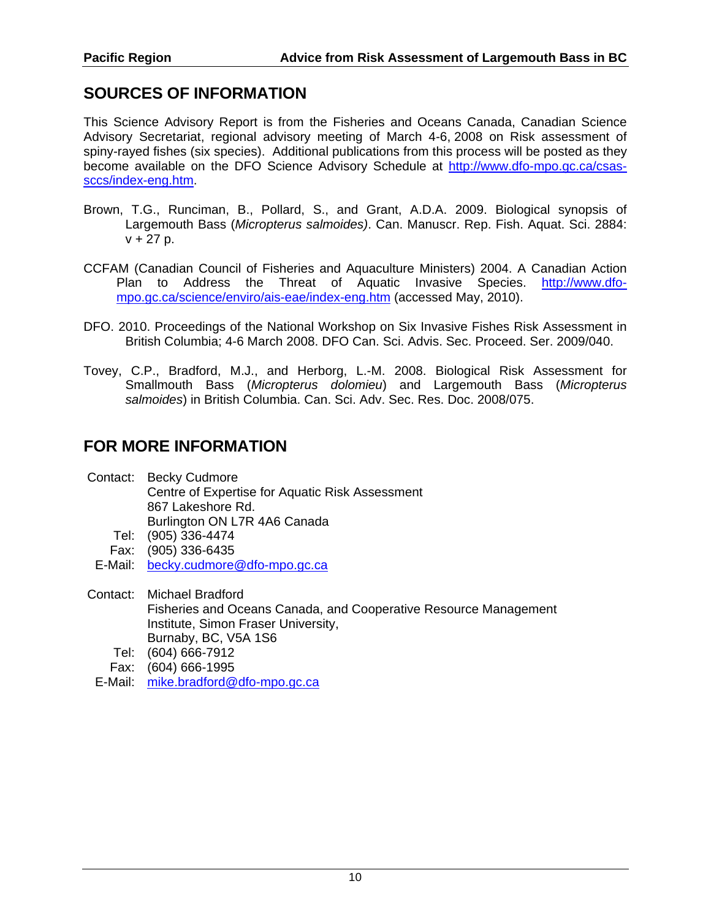## SOURCES OF INFORMATION

This Science Advisory Report is from the Fisheries and Oceans Canada, Canadian Science Advisory Secretariat, regional advisory meeting of March 4-6, 2008 on Risk assessment of spiny-rayed fishes (six species). Additional publications from this process will be posted as they become available on the DFO Science Advisory Schedule at http://www.dfo-mpo.gc.ca/csas-sccs/index-eng.htm.

Brown, T.G., Runciman, B., Pollard, S., and Grant, A.D.A. 2009. Biological synopsis of Largemouth Bass (*Micropterus salmoides)*. Can. Manuscr. Rep. Fish. Aquat. Sci. 2884: v + 27 p.

CCFAM (Canadian Council of Fisheries and Aquaculture Ministers) 2004. A Canadian Action Plan to Address the Threat of Aquatic Invasive Species. http://www.dfo-mpo.gc.ca/science/enviro/ais-eae/index-eng.htm (accessed May, 2010).

DFO. 2010. Proceedings of the National Workshop on Six Invasive Fishes Risk Assessment in British Columbia; 4-6 March 2008. DFO Can. Sci. Advis. Sec. Proceed. Ser. 2009/040.

Tovey, C.P., Bradford, M.J., and Herborg, L.-M. 2008. Biological Risk Assessment for Smallmouth Bass (*Micropterus dolomieu*) and Largemouth Bass (*Micropterus salmoides*) in British Columbia. Can. Sci. Adv. Sec. Res. Doc. 2008/075.

## FOR MORE INFORMATION

Contact: Becky Cudmore
Centre of Expertise for Aquatic Risk Assessment
867 Lakeshore Rd.
Burlington ON L7R 4A6 Canada
Tel: (905) 336-4474
Fax: (905) 336-6435
E-Mail: becky.cudmore@dfo-mpo.gc.ca

Contact: Michael Bradford
Fisheries and Oceans Canada, and Cooperative Resource Management Institute, Simon Fraser University,
Burnaby, BC, V5A 1S6
Tel: (604) 666-7912
Fax: (604) 666-1995
E-Mail: mike.bradford@dfo-mpo.gc.ca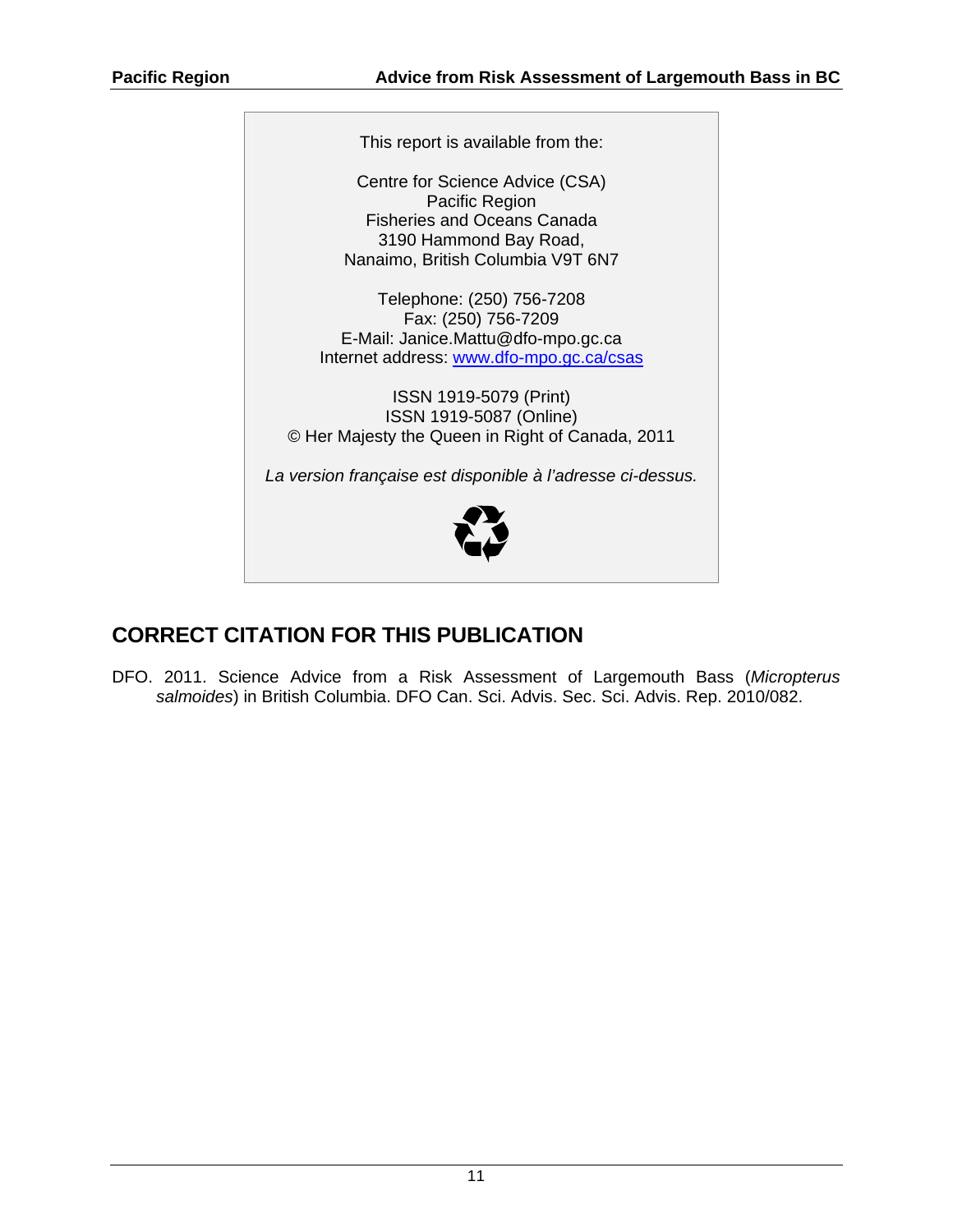This report is available from the:

Centre for Science Advice (CSA)
Pacific Region
Fisheries and Oceans Canada
3190 Hammond Bay Road,
Nanaimo, British Columbia V9T 6N7

Telephone: (250) 756-7208
Fax: (250) 756-7209
E-Mail: Janice.Mattu@dfo-mpo.gc.ca
Internet address: [www.dfo-mpo.gc.ca/csas](www.dfo-mpo.gc.ca/csas)

ISSN 1919-5079 (Print)
ISSN 1919-5087 (Online)
© Her Majesty the Queen in Right of Canada, 2011

*La version française est disponible à l'adresse ci-dessus.*

## CORRECT CITATION FOR THIS PUBLICATION

DFO. 2011. Science Advice from a Risk Assessment of Largemouth Bass (*Micropterus salmoides*) in British Columbia. DFO Can. Sci. Advis. Sec. Sci. Advis. Rep. 2010/082.